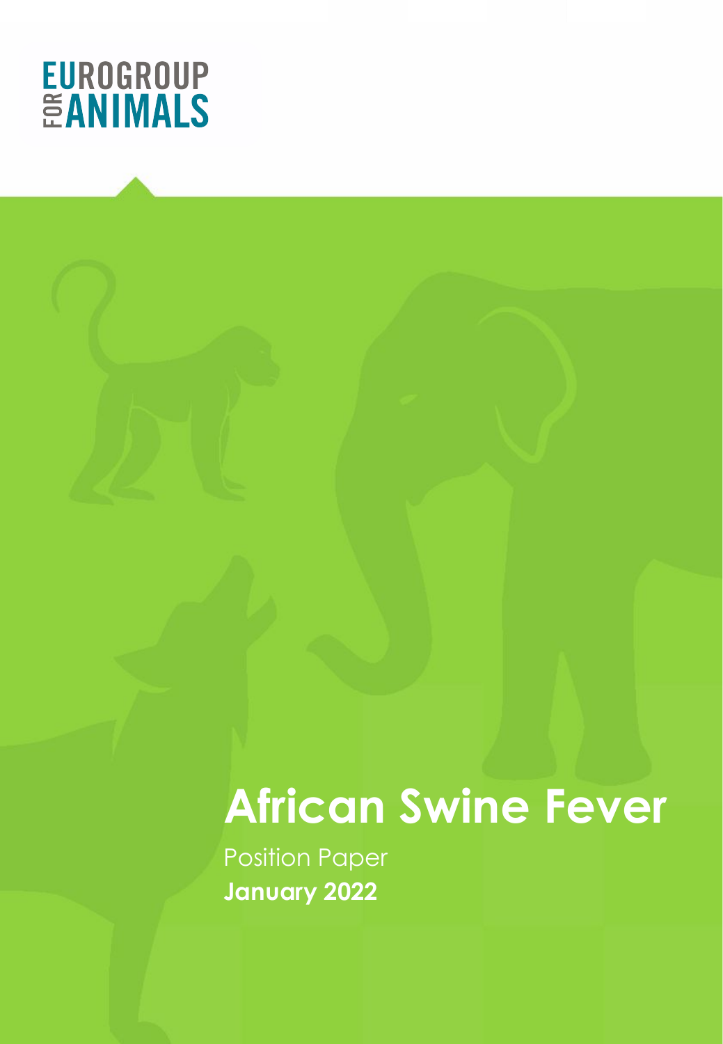EUROGROUP FOR ANIMALS

# African Swine Fever

Position Paper

**January 2022**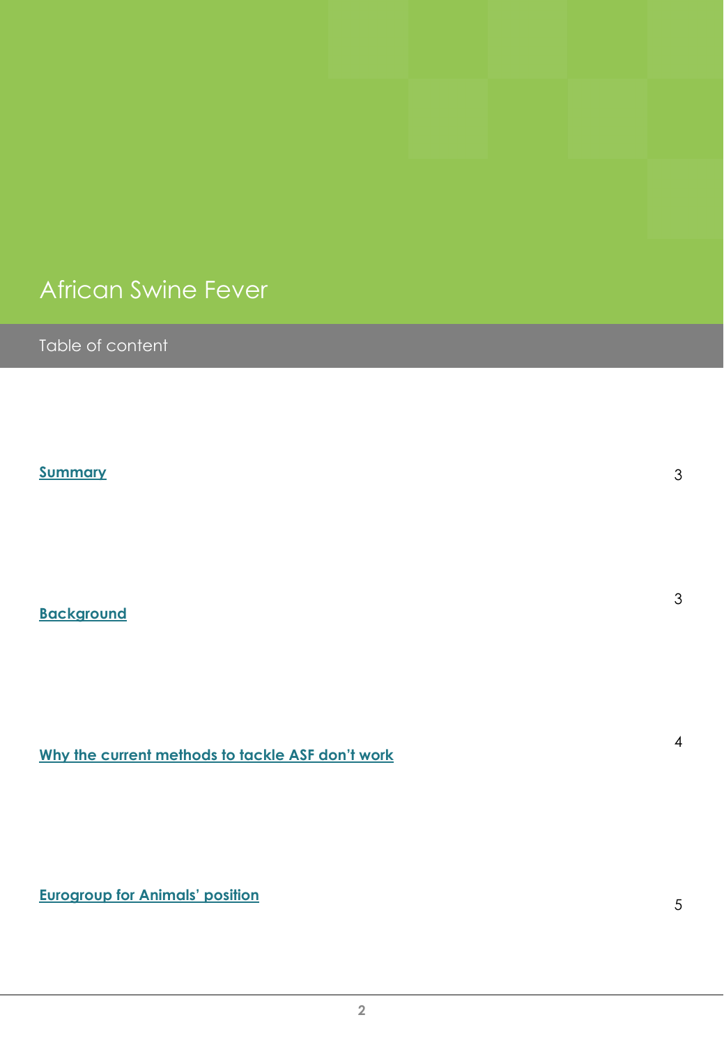# African Swine Fever

## Table of content

| | |
|---|---|
| [Summary] | 3 |
| [Background] | 3 |
| [Why the current methods to tackle ASF don't work] | 4 |
| [Eurogroup for Animals' position] | 5 |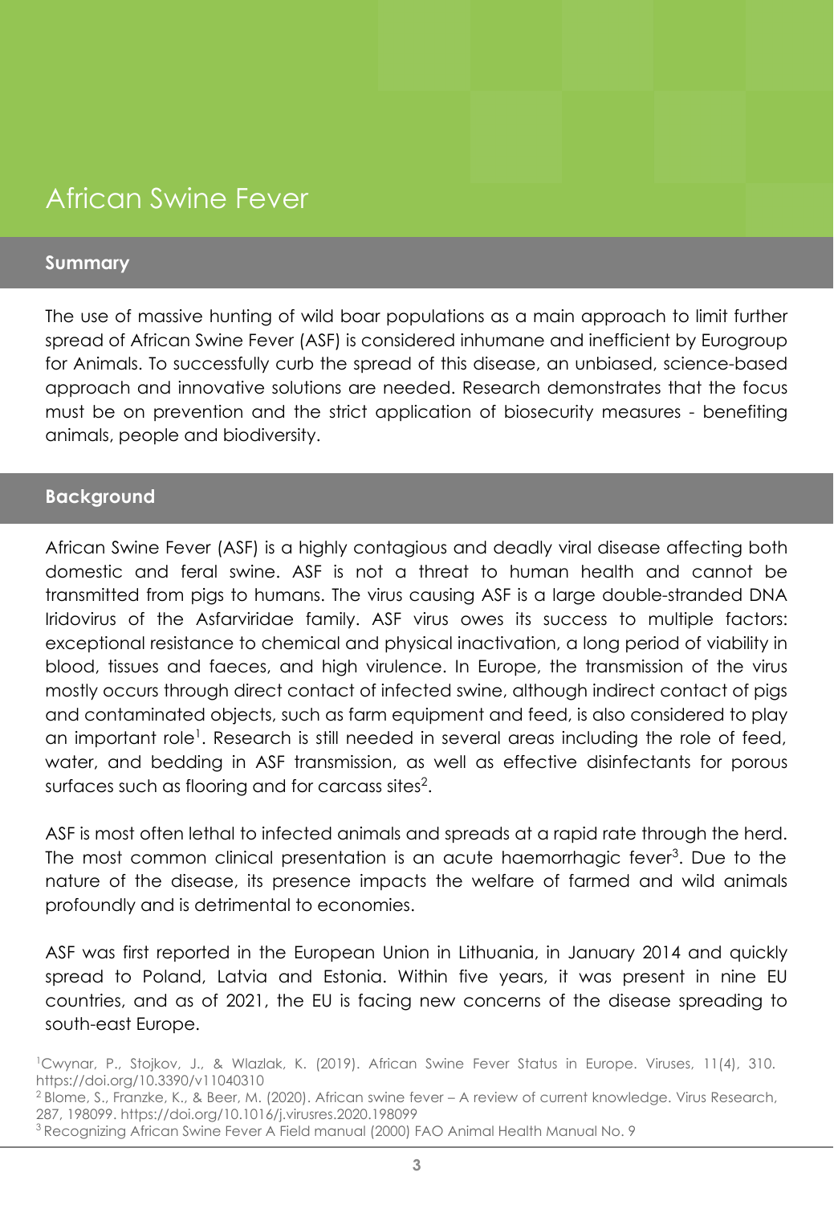# African Swine Fever

## Summary

The use of massive hunting of wild boar populations as a main approach to limit further spread of African Swine Fever (ASF) is considered inhumane and inefficient by Eurogroup for Animals. To successfully curb the spread of this disease, an unbiased, science-based approach and innovative solutions are needed. Research demonstrates that the focus must be on prevention and the strict application of biosecurity measures - benefiting animals, people and biodiversity.

## Background

African Swine Fever (ASF) is a highly contagious and deadly viral disease affecting both domestic and feral swine. ASF is not a threat to human health and cannot be transmitted from pigs to humans. The virus causing ASF is a large double-stranded DNA Iridovirus of the Asfarviridae family. ASF virus owes its success to multiple factors: exceptional resistance to chemical and physical inactivation, a long period of viability in blood, tissues and faeces, and high virulence. In Europe, the transmission of the virus mostly occurs through direct contact of infected swine, although indirect contact of pigs and contaminated objects, such as farm equipment and feed, is also considered to play an important role[1]. Research is still needed in several areas including the role of feed, water, and bedding in ASF transmission, as well as effective disinfectants for porous surfaces such as flooring and for carcass sites[2].

ASF is most often lethal to infected animals and spreads at a rapid rate through the herd. The most common clinical presentation is an acute haemorrhagic fever[3]. Due to the nature of the disease, its presence impacts the welfare of farmed and wild animals profoundly and is detrimental to economies.

ASF was first reported in the European Union in Lithuania, in January 2014 and quickly spread to Poland, Latvia and Estonia. Within five years, it was present in nine EU countries, and as of 2021, the EU is facing new concerns of the disease spreading to south-east Europe.

[1] Cwynar, P., Stojkov, J., & Wlazlak, K. (2019). African Swine Fever Status in Europe. Viruses, 11(4), 310. https://doi.org/10.3390/v11040310

[2] Blome, S., Franzke, K., & Beer, M. (2020). African swine fever – A review of current knowledge. Virus Research, 287, 198099. https://doi.org/10.1016/j.virusres.2020.198099

[3] Recognizing African Swine Fever A Field manual (2000) FAO Animal Health Manual No. 9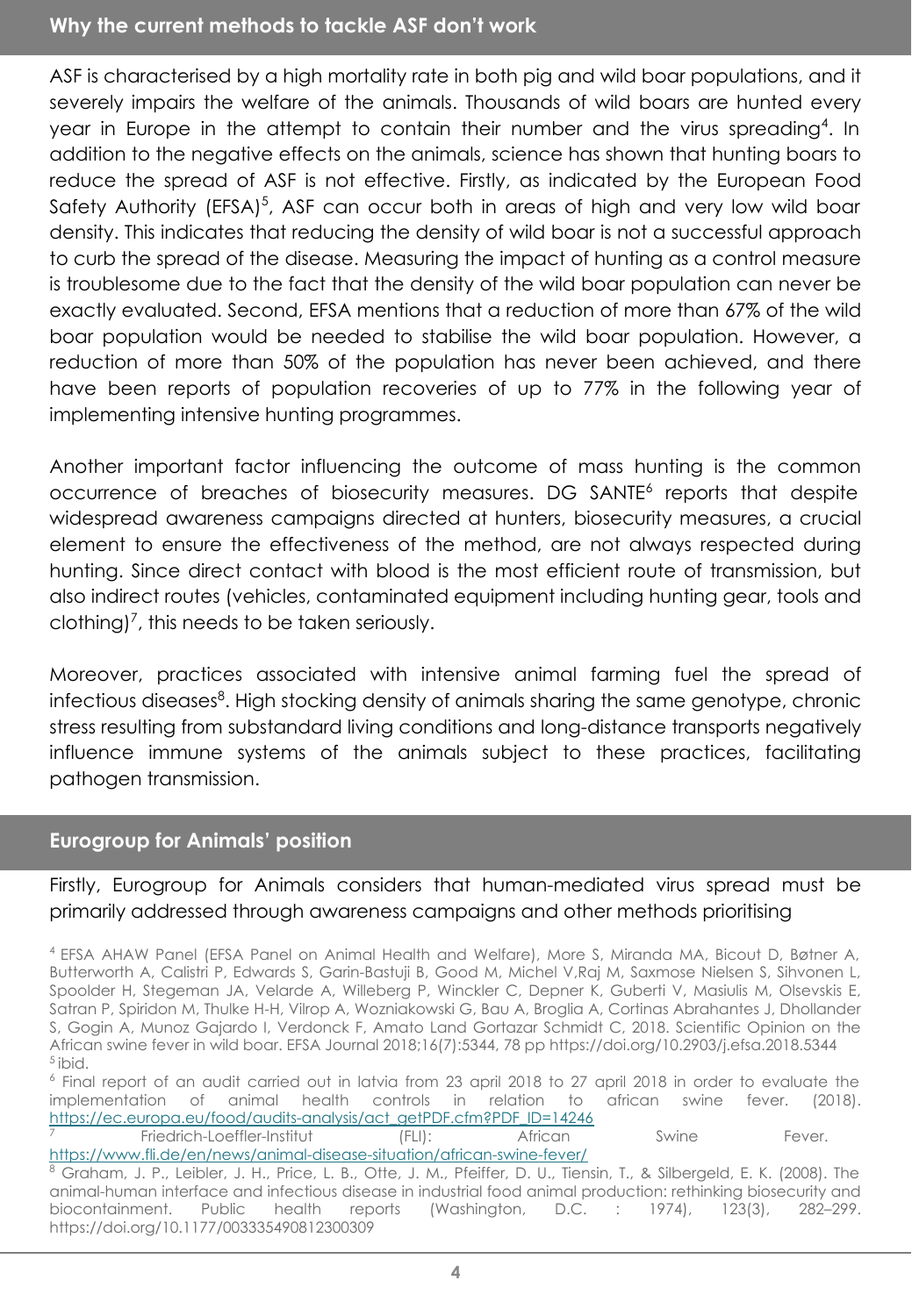## Why the current methods to tackle ASF don't work

ASF is characterised by a high mortality rate in both pig and wild boar populations, and it severely impairs the welfare of the animals. Thousands of wild boars are hunted every year in Europe in the attempt to contain their number and the virus spreading[4]. In addition to the negative effects on the animals, science has shown that hunting boars to reduce the spread of ASF is not effective. Firstly, as indicated by the European Food Safety Authority (EFSA)[5], ASF can occur both in areas of high and very low wild boar density. This indicates that reducing the density of wild boar is not a successful approach to curb the spread of the disease. Measuring the impact of hunting as a control measure is troublesome due to the fact that the density of the wild boar population can never be exactly evaluated. Second, EFSA mentions that a reduction of more than 67% of the wild boar population would be needed to stabilise the wild boar population. However, a reduction of more than 50% of the population has never been achieved, and there have been reports of population recoveries of up to 77% in the following year of implementing intensive hunting programmes.

Another important factor influencing the outcome of mass hunting is the common occurrence of breaches of biosecurity measures. DG SANTE[6] reports that despite widespread awareness campaigns directed at hunters, biosecurity measures, a crucial element to ensure the effectiveness of the method, are not always respected during hunting. Since direct contact with blood is the most efficient route of transmission, but also indirect routes (vehicles, contaminated equipment including hunting gear, tools and clothing)[7], this needs to be taken seriously.

Moreover, practices associated with intensive animal farming fuel the spread of infectious diseases[8]. High stocking density of animals sharing the same genotype, chronic stress resulting from substandard living conditions and long-distance transports negatively influence immune systems of the animals subject to these practices, facilitating pathogen transmission.

## Eurogroup for Animals' position

Firstly, Eurogroup for Animals considers that human-mediated virus spread must be primarily addressed through awareness campaigns and other methods prioritising

---

[4] EFSA AHAW Panel (EFSA Panel on Animal Health and Welfare), More S, Miranda MA, Bicout D, Bøtner A, Butterworth A, Calistri P, Edwards S, Garin-Bastuji B, Good M, Michel V,Raj M, Saxmose Nielsen S, Sihvonen L, Spoolder H, Stegeman JA, Velarde A, Willeberg P, Winckler C, Depner K, Guberti V, Masiulis M, Olsevskis E, Satran P, Spiridon M, Thulke H-H, Vilrop A, Wozniakowski G, Bau A, Broglia A, Cortinas Abrahantes J, Dhollander S, Gogin A, Munoz Gajardo I, Verdonck F, Amato Land Gortazar Schmidt C, 2018. Scientific Opinion on the African swine fever in wild boar. EFSA Journal 2018;16(7):5344, 78 pp https://doi.org/10.2903/j.efsa.2018.5344

[5] ibid.

[6] Final report of an audit carried out in latvia from 23 april 2018 to 27 april 2018 in order to evaluate the implementation of animal health controls in relation to african swine fever. (2018). https://ec.europa.eu/food/audits-analysis/act_getPDF.cfm?PDF_ID=14246

[7] Friedrich-Loeffler-Institut (FLI): African Swine Fever. https://www.fli.de/en/news/animal-disease-situation/african-swine-fever/

[8] Graham, J. P., Leibler, J. H., Price, L. B., Otte, J. M., Pfeiffer, D. U., Tiensin, T., & Silbergeld, E. K. (2008). The animal-human interface and infectious disease in industrial food animal production: rethinking biosecurity and biocontainment. Public health reports (Washington, D.C. : 1974), 123(3), 282–299. https://doi.org/10.1177/003335490812300309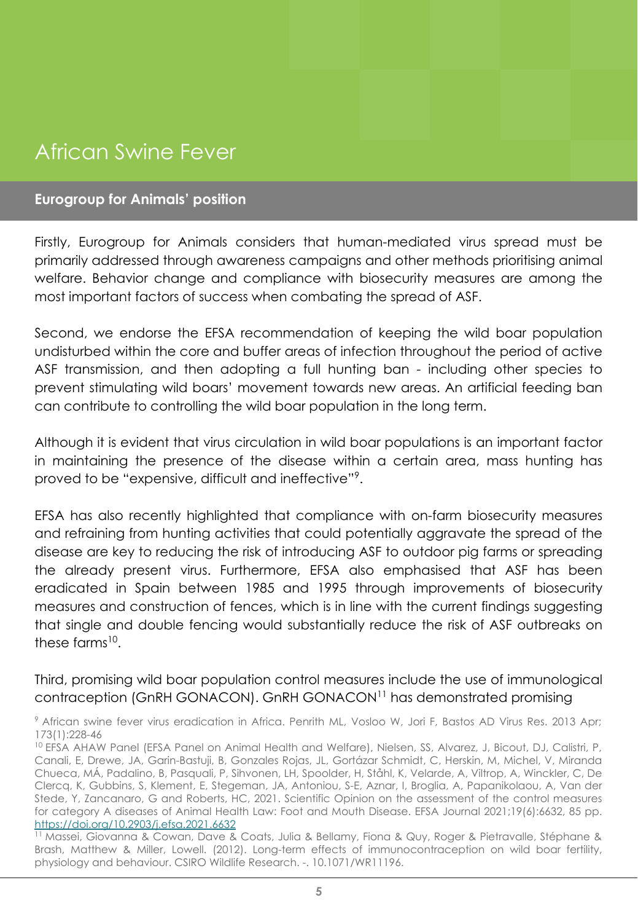# African Swine Fever

## Eurogroup for Animals' position

Firstly, Eurogroup for Animals considers that human-mediated virus spread must be primarily addressed through awareness campaigns and other methods prioritising animal welfare. Behavior change and compliance with biosecurity measures are among the most important factors of success when combating the spread of ASF.

Second, we endorse the EFSA recommendation of keeping the wild boar population undisturbed within the core and buffer areas of infection throughout the period of active ASF transmission, and then adopting a full hunting ban - including other species to prevent stimulating wild boars' movement towards new areas. An artificial feeding ban can contribute to controlling the wild boar population in the long term.

Although it is evident that virus circulation in wild boar populations is an important factor in maintaining the presence of the disease within a certain area, mass hunting has proved to be "expensive, difficult and ineffective"[9].

EFSA has also recently highlighted that compliance with on-farm biosecurity measures and refraining from hunting activities that could potentially aggravate the spread of the disease are key to reducing the risk of introducing ASF to outdoor pig farms or spreading the already present virus. Furthermore, EFSA also emphasised that ASF has been eradicated in Spain between 1985 and 1995 through improvements of biosecurity measures and construction of fences, which is in line with the current findings suggesting that single and double fencing would substantially reduce the risk of ASF outbreaks on these farms[10].

Third, promising wild boar population control measures include the use of immunological contraception (GnRH GONACON). GnRH GONACON[11] has demonstrated promising

---

[9] African swine fever virus eradication in Africa. Penrith ML, Vosloo W, Jori F, Bastos AD Virus Res. 2013 Apr; 173(1):228-46

[10] EFSA AHAW Panel (EFSA Panel on Animal Health and Welfare), Nielsen, SS, Alvarez, J, Bicout, DJ, Calistri, P, Canali, E, Drewe, JA, Garin-Bastuji, B, Gonzales Rojas, JL, Gortázar Schmidt, C, Herskin, M, Michel, V, Miranda Chueca, MÁ, Padalino, B, Pasquali, P, Sihvonen, LH, Spoolder, H, Ståhl, K, Velarde, A, Viltrop, A, Winckler, C, De Clercq, K, Gubbins, S, Klement, E, Stegeman, JA, Antoniou, S-E, Aznar, I, Broglia, A, Papanikolaou, A, Van der Stede, Y, Zancanaro, G and Roberts, HC, 2021. Scientific Opinion on the assessment of the control measures for category A diseases of Animal Health Law: Foot and Mouth Disease. EFSA Journal 2021;19(6):6632, 85 pp. https://doi.org/10.2903/j.efsa.2021.6632

[11] Massei, Giovanna & Cowan, Dave & Coats, Julia & Bellamy, Fiona & Quy, Roger & Pietravalle, Stéphane & Brash, Matthew & Miller, Lowell. (2012). Long-term effects of immunocontraception on wild boar fertility, physiology and behaviour. CSIRO Wildlife Research. -. 10.1071/WR11196.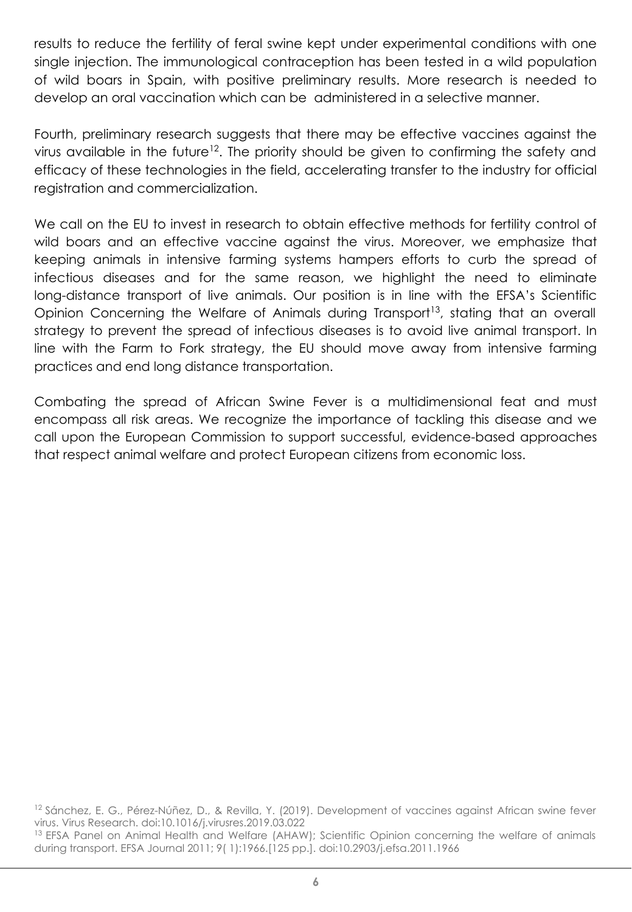results to reduce the fertility of feral swine kept under experimental conditions with one single injection. The immunological contraception has been tested in a wild population of wild boars in Spain, with positive preliminary results. More research is needed to develop an oral vaccination which can be administered in a selective manner.

Fourth, preliminary research suggests that there may be effective vaccines against the virus available in the future[12]. The priority should be given to confirming the safety and efficacy of these technologies in the field, accelerating transfer to the industry for official registration and commercialization.

We call on the EU to invest in research to obtain effective methods for fertility control of wild boars and an effective vaccine against the virus. Moreover, we emphasize that keeping animals in intensive farming systems hampers efforts to curb the spread of infectious diseases and for the same reason, we highlight the need to eliminate long-distance transport of live animals. Our position is in line with the EFSA's Scientific Opinion Concerning the Welfare of Animals during Transport[13], stating that an overall strategy to prevent the spread of infectious diseases is to avoid live animal transport. In line with the Farm to Fork strategy, the EU should move away from intensive farming practices and end long distance transportation.

Combating the spread of African Swine Fever is a multidimensional feat and must encompass all risk areas. We recognize the importance of tackling this disease and we call upon the European Commission to support successful, evidence-based approaches that respect animal welfare and protect European citizens from economic loss.

[12] Sánchez, E. G., Pérez-Núñez, D., & Revilla, Y. (2019). Development of vaccines against African swine fever virus. Virus Research. doi:10.1016/j.virusres.2019.03.022

[13] EFSA Panel on Animal Health and Welfare (AHAW); Scientific Opinion concerning the welfare of animals during transport. EFSA Journal 2011; 9( 1):1966.[125 pp.]. doi:10.2903/j.efsa.2011.1966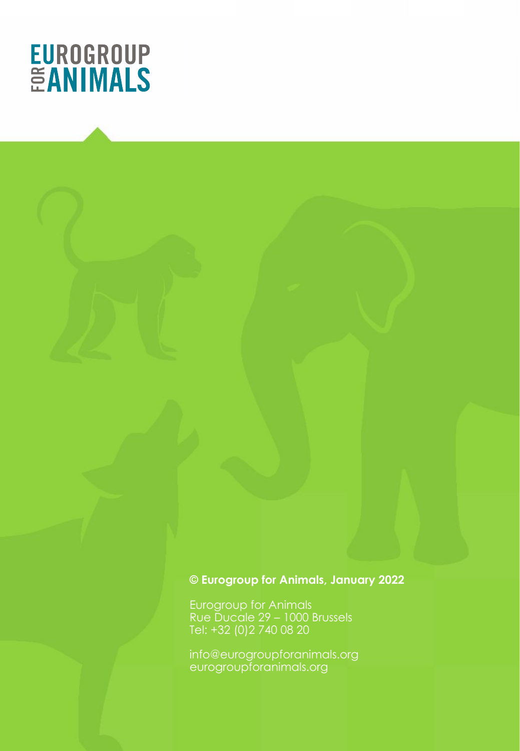EUROGROUP FOR ANIMALS

**© Eurogroup for Animals, January 2022**

Eurogroup for Animals
Rue Ducale 29 – 1000 Brussels
Tel: +32 (0)2 740 08 20

info@eurogroupforanimals.org
eurogroupforanimals.org